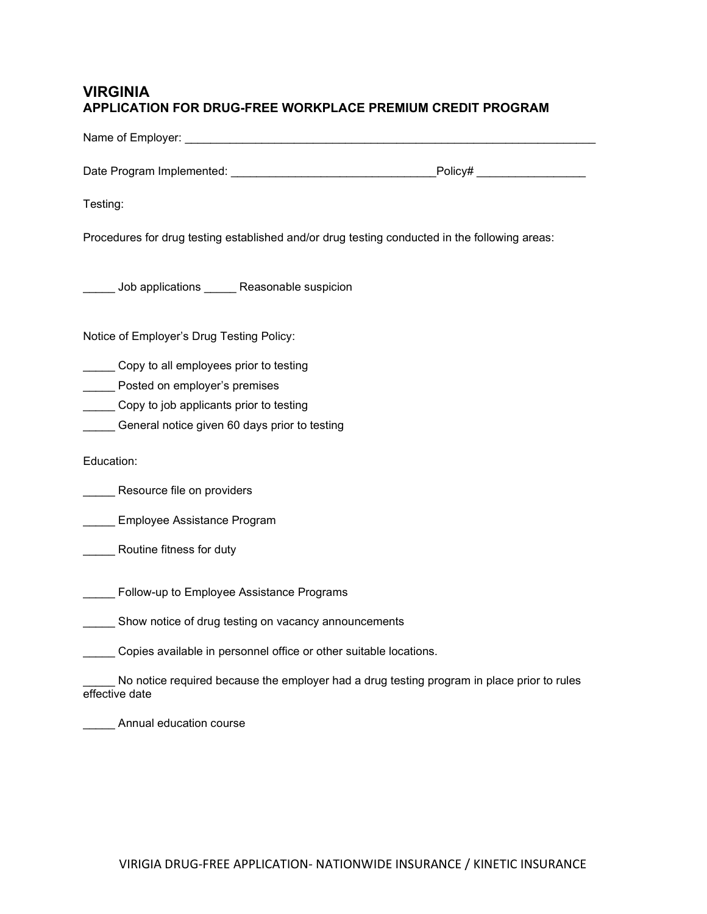# VIRGINIA
## APPLICATION FOR DRUG-FREE WORKPLACE PREMIUM CREDIT PROGRAM

Name of Employer: ___________________________________________________________________

Date Program Implemented: _______________________________Policy# _________________

Testing:

Procedures for drug testing established and/or drug testing conducted in the following areas:

_____ Job applications _____ Reasonable suspicion

Notice of Employer's Drug Testing Policy:

_____ Copy to all employees prior to testing

_____ Posted on employer's premises

_____ Copy to job applicants prior to testing

_____ General notice given 60 days prior to testing

Education:

_____ Resource file on providers

_____ Employee Assistance Program

_____ Routine fitness for duty

_____ Follow-up to Employee Assistance Programs

_____ Show notice of drug testing on vacancy announcements

_____ Copies available in personnel office or other suitable locations.

_____ No notice required because the employer had a drug testing program in place prior to rules effective date

_____ Annual education course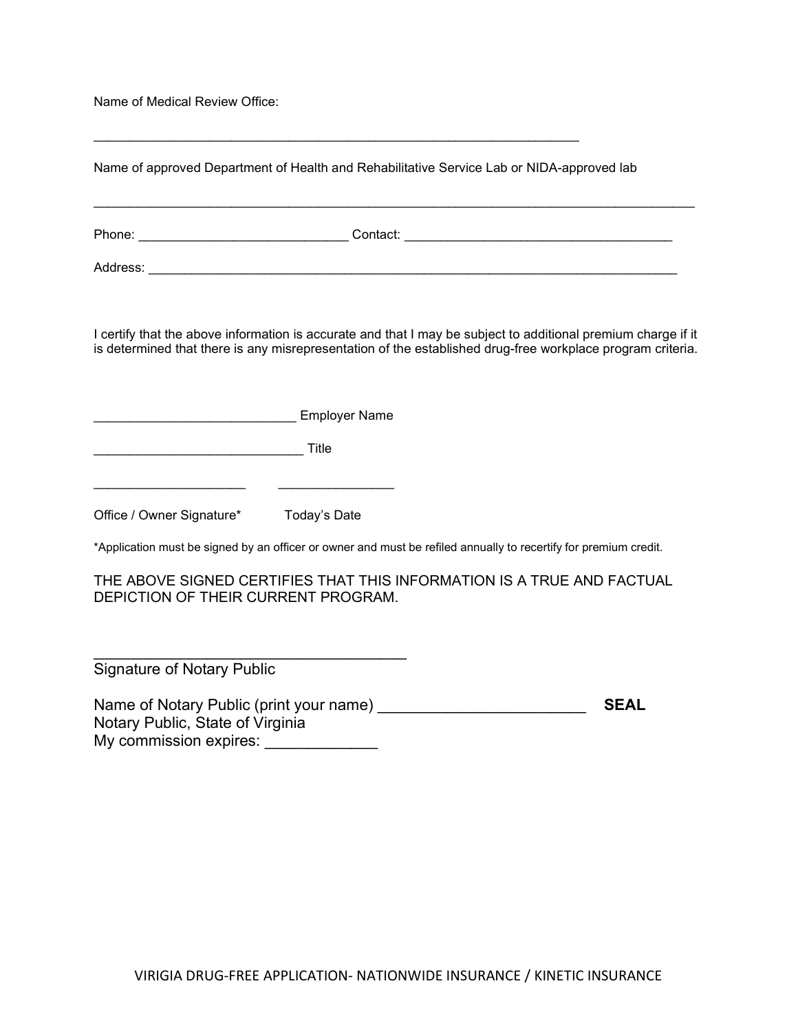Name of Medical Review Office:

______________________________________________________________________

Name of approved Department of Health and Rehabilitative Service Lab or NIDA-approved lab

______________________________________________________________________________________

Phone: ____________________________ Contact: ____________________________________

Address: ____________________________________________________________________________

I certify that the above information is accurate and that I may be subject to additional premium charge if it is determined that there is any misrepresentation of the established drug-free workplace program criteria.

___________________________ Employer Name

____________________________ Title

____________________ ________________

Office / Owner Signature* Today's Date

*Application must be signed by an officer or owner and must be refiled annually to recertify for premium credit.

THE ABOVE SIGNED CERTIFIES THAT THIS INFORMATION IS A TRUE AND FACTUAL DEPICTION OF THEIR CURRENT PROGRAM.

_____________________________________

Signature of Notary Public

Name of Notary Public (print your name) _______________________ **SEAL**

Notary Public, State of Virginia

My commission expires: _____________

VIRIGIA DRUG-FREE APPLICATION- NATIONWIDE INSURANCE / KINETIC INSURANCE